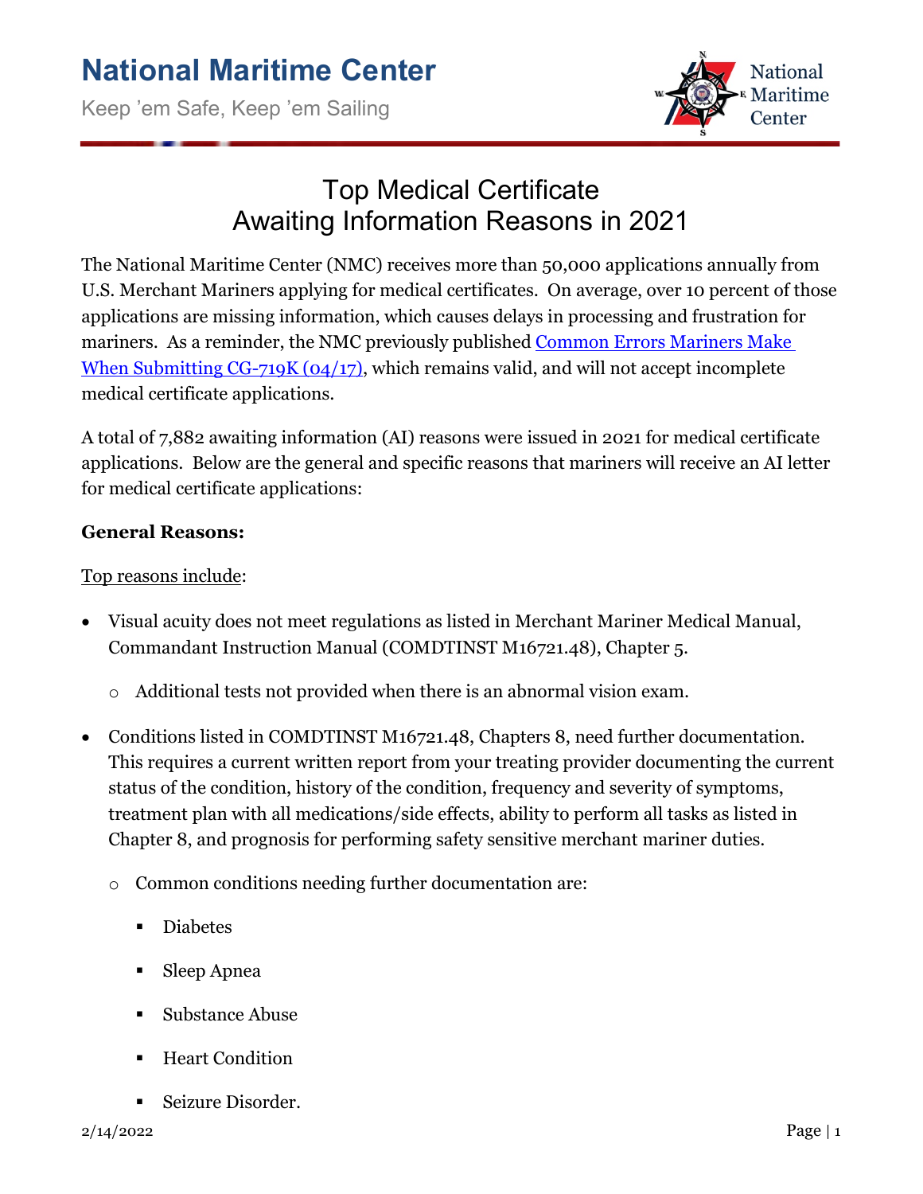# National Maritime Center

Keep 'em Safe, Keep 'em Sailing

## Top Medical Certificate Awaiting Information Reasons in 2021

The National Maritime Center (NMC) receives more than 50,000 applications annually from U.S. Merchant Mariners applying for medical certificates. On average, over 10 percent of those applications are missing information, which causes delays in processing and frustration for mariners. As a reminder, the NMC previously published [Common Errors Mariners Make When Submitting CG-719K (04/17)](), which remains valid, and will not accept incomplete medical certificate applications.

A total of 7,882 awaiting information (AI) reasons were issued in 2021 for medical certificate applications. Below are the general and specific reasons that mariners will receive an AI letter for medical certificate applications:

**General Reasons:**

Top reasons include:

- Visual acuity does not meet regulations as listed in Merchant Mariner Medical Manual, Commandant Instruction Manual (COMDTINST M16721.48), Chapter 5.
  - Additional tests not provided when there is an abnormal vision exam.
- Conditions listed in COMDTINST M16721.48, Chapters 8, need further documentation. This requires a current written report from your treating provider documenting the current status of the condition, history of the condition, frequency and severity of symptoms, treatment plan with all medications/side effects, ability to perform all tasks as listed in Chapter 8, and prognosis for performing safety sensitive merchant mariner duties.
  - Common conditions needing further documentation are:
    - Diabetes
    - Sleep Apnea
    - Substance Abuse
    - Heart Condition
    - Seizure Disorder.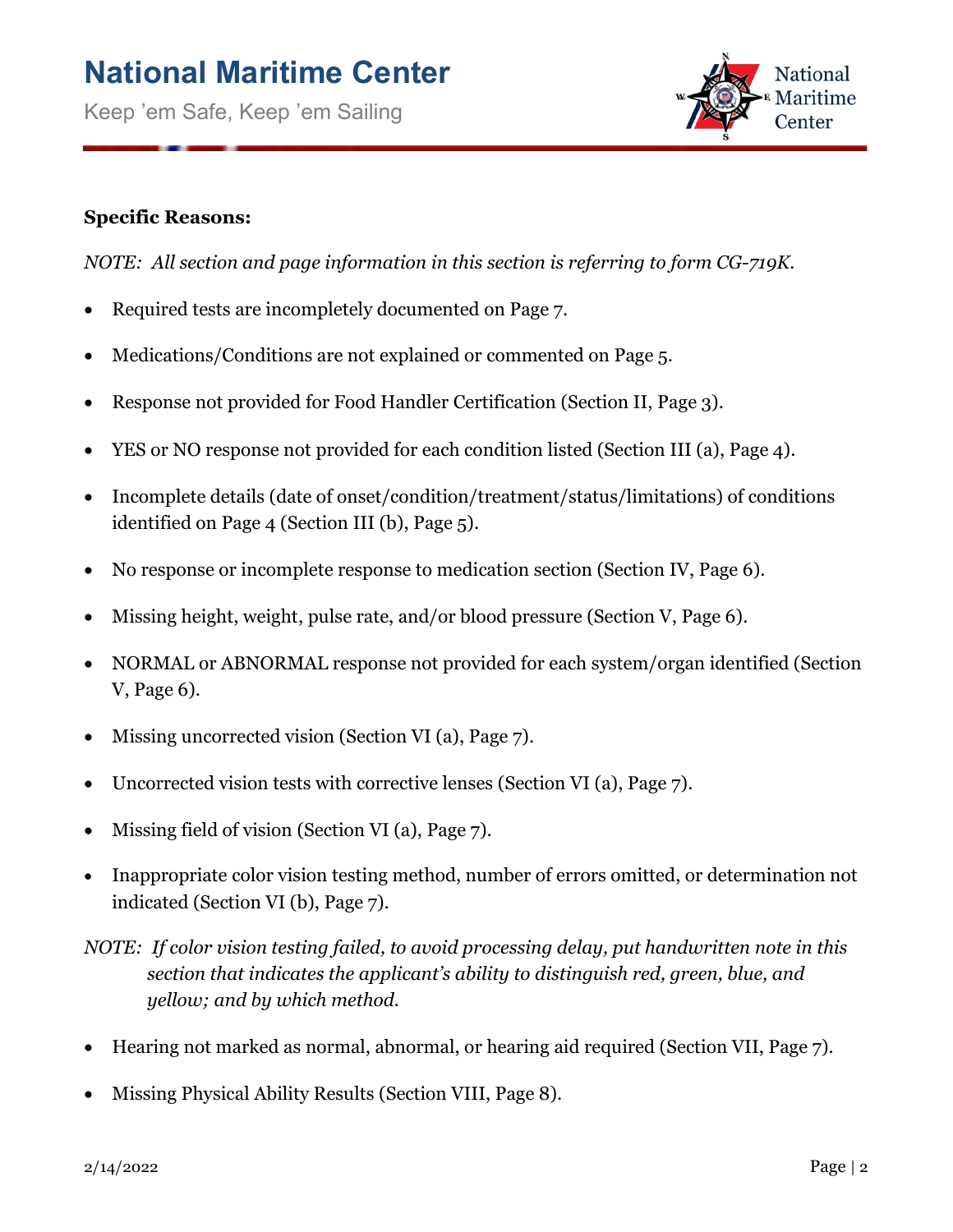**Specific Reasons:**

*NOTE: All section and page information in this section is referring to form CG-719K.*

- Required tests are incompletely documented on Page 7.
- Medications/Conditions are not explained or commented on Page 5.
- Response not provided for Food Handler Certification (Section II, Page 3).
- YES or NO response not provided for each condition listed (Section III (a), Page 4).
- Incomplete details (date of onset/condition/treatment/status/limitations) of conditions identified on Page 4 (Section III (b), Page 5).
- No response or incomplete response to medication section (Section IV, Page 6).
- Missing height, weight, pulse rate, and/or blood pressure (Section V, Page 6).
- NORMAL or ABNORMAL response not provided for each system/organ identified (Section V, Page 6).
- Missing uncorrected vision (Section VI (a), Page 7).
- Uncorrected vision tests with corrective lenses (Section VI (a), Page 7).
- Missing field of vision (Section VI (a), Page 7).
- Inappropriate color vision testing method, number of errors omitted, or determination not indicated (Section VI (b), Page 7).

*NOTE: If color vision testing failed, to avoid processing delay, put handwritten note in this section that indicates the applicant's ability to distinguish red, green, blue, and yellow; and by which method.*

- Hearing not marked as normal, abnormal, or hearing aid required (Section VII, Page 7).
- Missing Physical Ability Results (Section VIII, Page 8).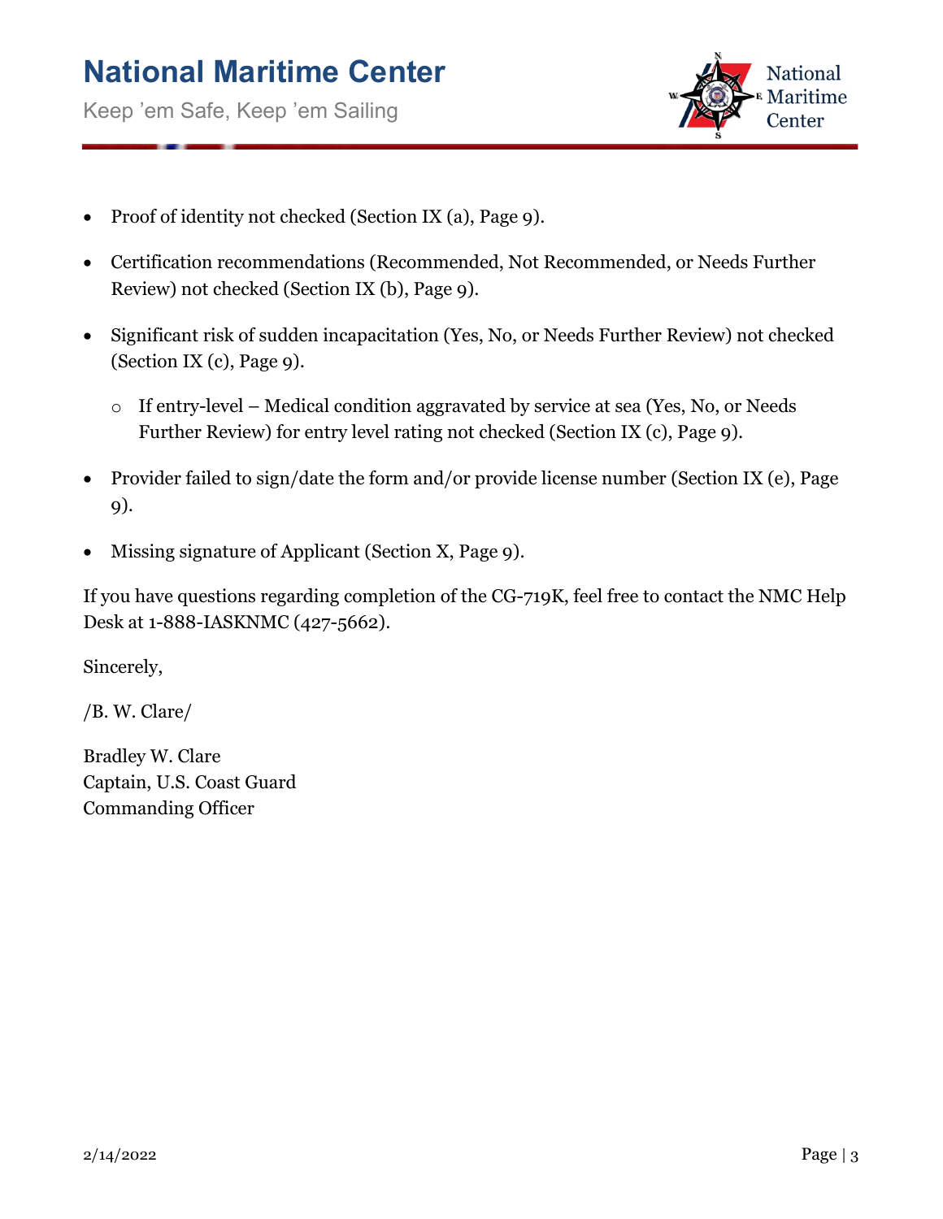- Proof of identity not checked (Section IX (a), Page 9).
- Certification recommendations (Recommended, Not Recommended, or Needs Further Review) not checked (Section IX (b), Page 9).
- Significant risk of sudden incapacitation (Yes, No, or Needs Further Review) not checked (Section IX (c), Page 9).
  - If entry-level – Medical condition aggravated by service at sea (Yes, No, or Needs Further Review) for entry level rating not checked (Section IX (c), Page 9).
- Provider failed to sign/date the form and/or provide license number (Section IX (e), Page 9).
- Missing signature of Applicant (Section X, Page 9).

If you have questions regarding completion of the CG-719K, feel free to contact the NMC Help Desk at 1-888-IASKNMC (427-5662).

Sincerely,

/B. W. Clare/

Bradley W. Clare
Captain, U.S. Coast Guard
Commanding Officer

2/14/2022